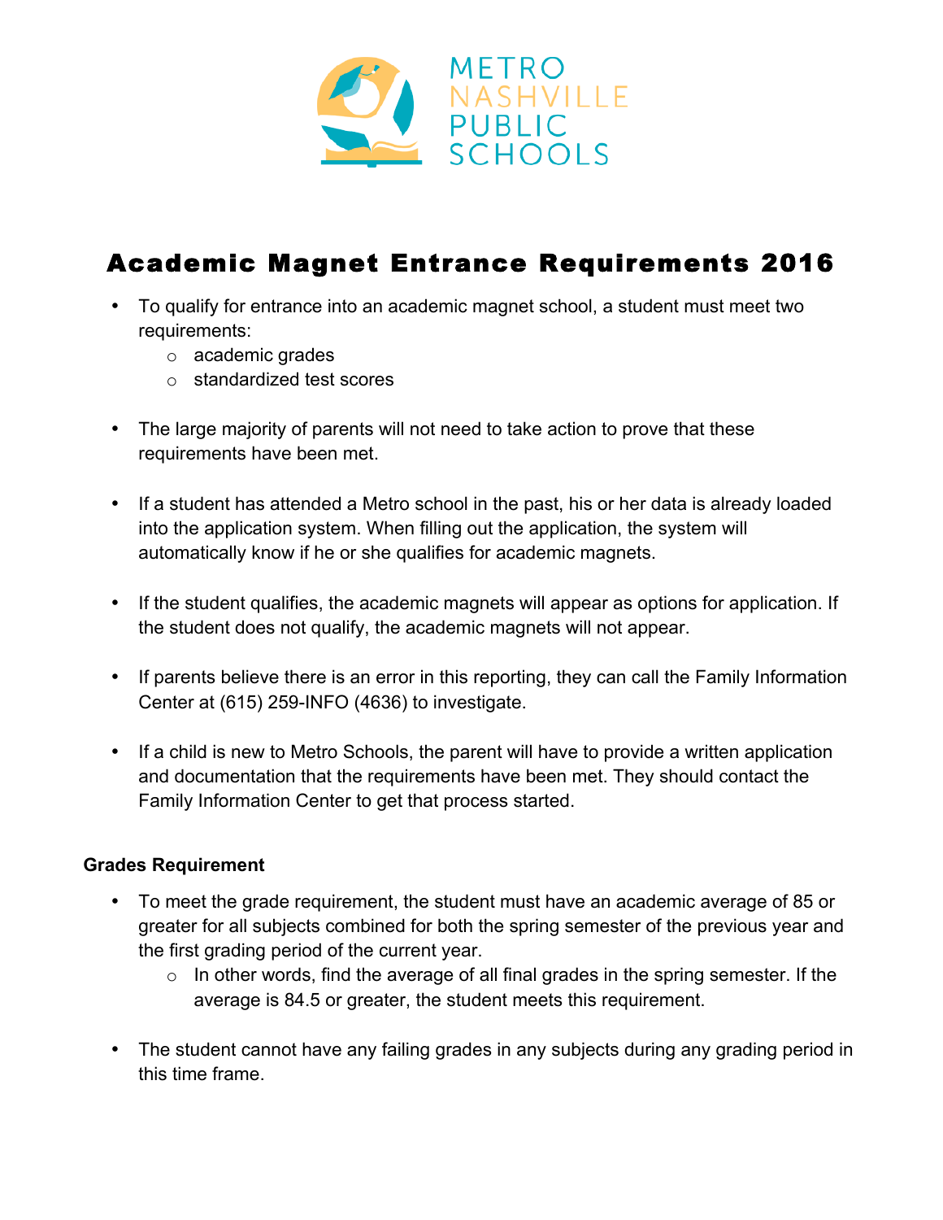METRO NASHVILLE PUBLIC SCHOOLS

# Academic Magnet Entrance Requirements 2016

- To qualify for entrance into an academic magnet school, a student must meet two requirements:
  - academic grades
  - standardized test scores

- The large majority of parents will not need to take action to prove that these requirements have been met.

- If a student has attended a Metro school in the past, his or her data is already loaded into the application system. When filling out the application, the system will automatically know if he or she qualifies for academic magnets.

- If the student qualifies, the academic magnets will appear as options for application. If the student does not qualify, the academic magnets will not appear.

- If parents believe there is an error in this reporting, they can call the Family Information Center at (615) 259-INFO (4636) to investigate.

- If a child is new to Metro Schools, the parent will have to provide a written application and documentation that the requirements have been met. They should contact the Family Information Center to get that process started.

**Grades Requirement**

- To meet the grade requirement, the student must have an academic average of 85 or greater for all subjects combined for both the spring semester of the previous year and the first grading period of the current year.
  - In other words, find the average of all final grades in the spring semester. If the average is 84.5 or greater, the student meets this requirement.

- The student cannot have any failing grades in any subjects during any grading period in this time frame.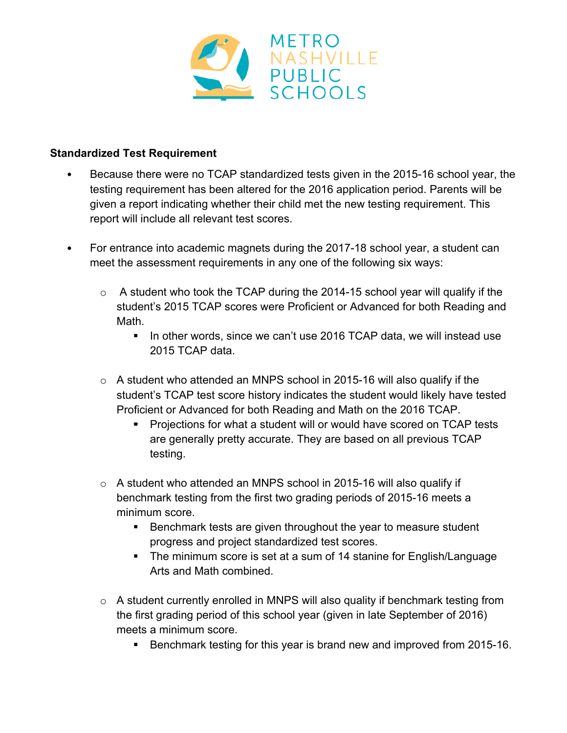**Standardized Test Requirement**

- Because there were no TCAP standardized tests given in the 2015-16 school year, the testing requirement has been altered for the 2016 application period. Parents will be given a report indicating whether their child met the new testing requirement. This report will include all relevant test scores.

- For entrance into academic magnets during the 2017-18 school year, a student can meet the assessment requirements in any one of the following six ways:

    - A student who took the TCAP during the 2014-15 school year will qualify if the student's 2015 TCAP scores were Proficient or Advanced for both Reading and Math.
        - In other words, since we can't use 2016 TCAP data, we will instead use 2015 TCAP data.

    - A student who attended an MNPS school in 2015-16 will also qualify if the student's TCAP test score history indicates the student would likely have tested Proficient or Advanced for both Reading and Math on the 2016 TCAP.
        - Projections for what a student will or would have scored on TCAP tests are generally pretty accurate. They are based on all previous TCAP testing.

    - A student who attended an MNPS school in 2015-16 will also qualify if benchmark testing from the first two grading periods of 2015-16 meets a minimum score.
        - Benchmark tests are given throughout the year to measure student progress and project standardized test scores.
        - The minimum score is set at a sum of 14 stanine for English/Language Arts and Math combined.

    - A student currently enrolled in MNPS will also quality if benchmark testing from the first grading period of this school year (given in late September of 2016) meets a minimum score.
        - Benchmark testing for this year is brand new and improved from 2015-16.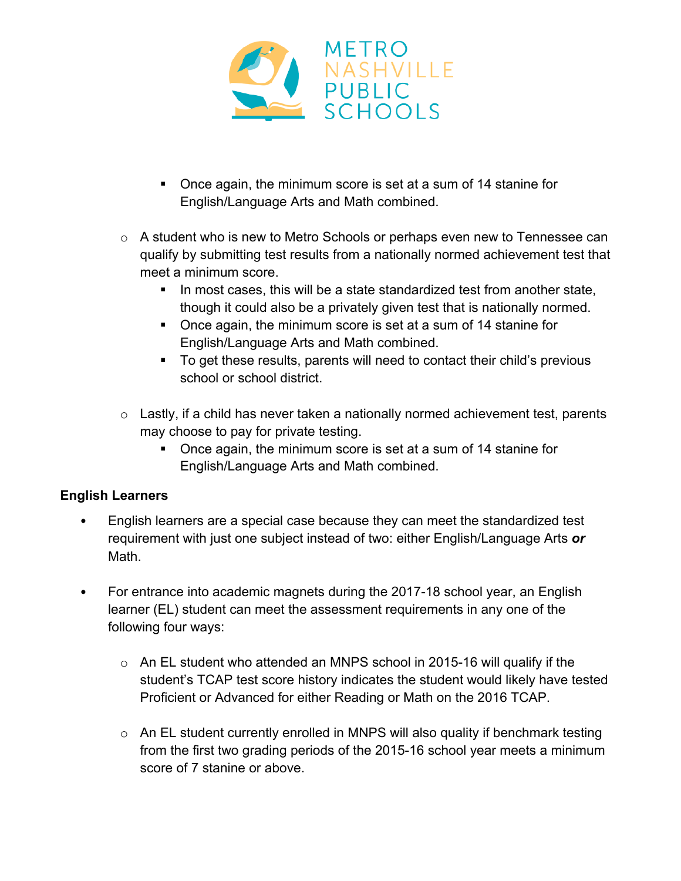- Once again, the minimum score is set at a sum of 14 stanine for English/Language Arts and Math combined.

  - A student who is new to Metro Schools or perhaps even new to Tennessee can qualify by submitting test results from a nationally normed achievement test that meet a minimum score.
    - In most cases, this will be a state standardized test from another state, though it could also be a privately given test that is nationally normed.
    - Once again, the minimum score is set at a sum of 14 stanine for English/Language Arts and Math combined.
    - To get these results, parents will need to contact their child's previous school or school district.

  - Lastly, if a child has never taken a nationally normed achievement test, parents may choose to pay for private testing.
    - Once again, the minimum score is set at a sum of 14 stanine for English/Language Arts and Math combined.

**English Learners**

- English learners are a special case because they can meet the standardized test requirement with just one subject instead of two: either English/Language Arts ***or*** Math.

- For entrance into academic magnets during the 2017-18 school year, an English learner (EL) student can meet the assessment requirements in any one of the following four ways:

  - An EL student who attended an MNPS school in 2015-16 will qualify if the student's TCAP test score history indicates the student would likely have tested Proficient or Advanced for either Reading or Math on the 2016 TCAP.

  - An EL student currently enrolled in MNPS will also quality if benchmark testing from the first two grading periods of the 2015-16 school year meets a minimum score of 7 stanine or above.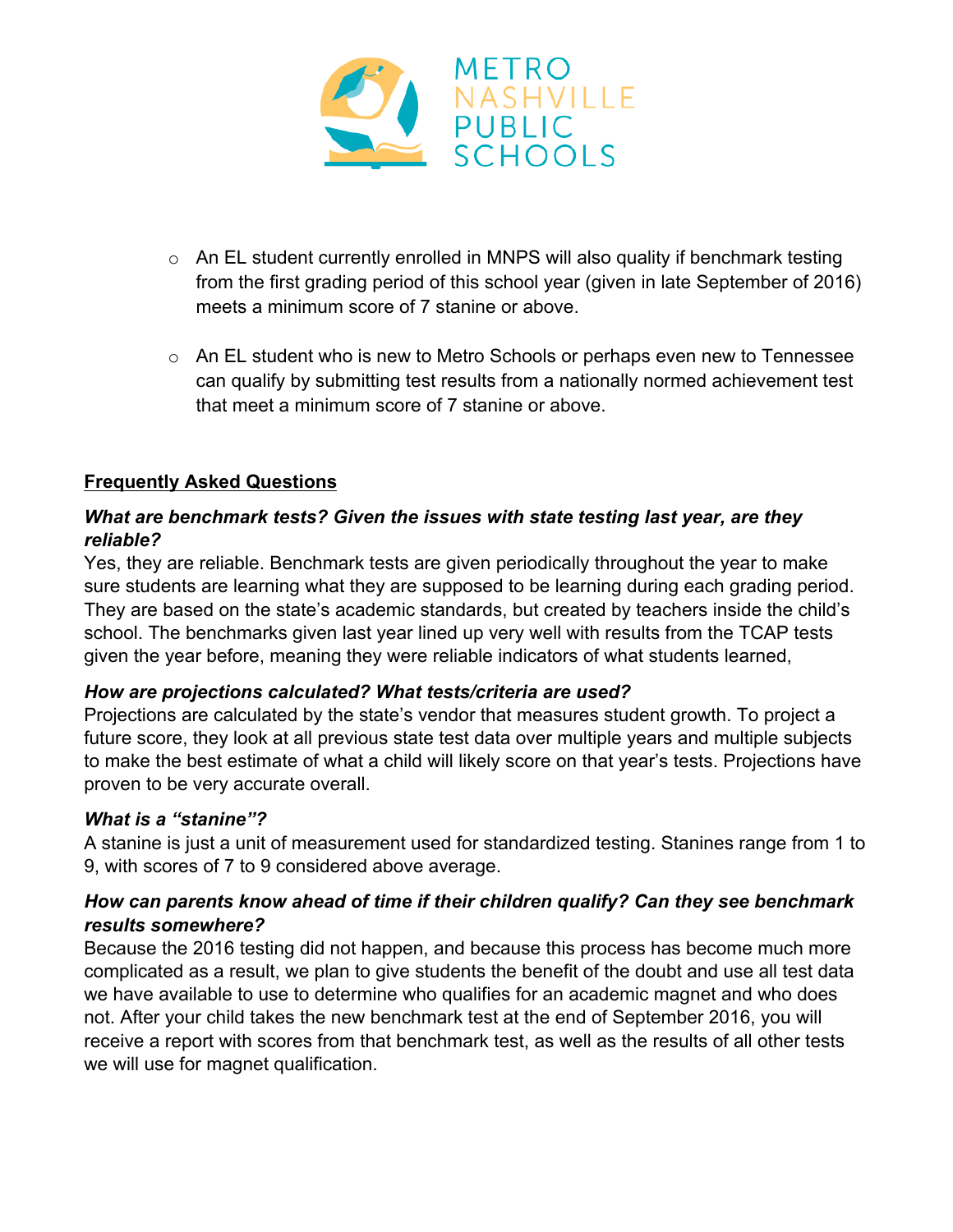- An EL student currently enrolled in MNPS will also quality if benchmark testing from the first grading period of this school year (given in late September of 2016) meets a minimum score of 7 stanine or above.

- An EL student who is new to Metro Schools or perhaps even new to Tennessee can qualify by submitting test results from a nationally normed achievement test that meet a minimum score of 7 stanine or above.

## Frequently Asked Questions

***What are benchmark tests? Given the issues with state testing last year, are they reliable?***

Yes, they are reliable. Benchmark tests are given periodically throughout the year to make sure students are learning what they are supposed to be learning during each grading period. They are based on the state's academic standards, but created by teachers inside the child's school. The benchmarks given last year lined up very well with results from the TCAP tests given the year before, meaning they were reliable indicators of what students learned,

***How are projections calculated? What tests/criteria are used?***

Projections are calculated by the state's vendor that measures student growth. To project a future score, they look at all previous state test data over multiple years and multiple subjects to make the best estimate of what a child will likely score on that year's tests. Projections have proven to be very accurate overall.

***What is a "stanine"?***

A stanine is just a unit of measurement used for standardized testing. Stanines range from 1 to 9, with scores of 7 to 9 considered above average.

***How can parents know ahead of time if their children qualify? Can they see benchmark results somewhere?***

Because the 2016 testing did not happen, and because this process has become much more complicated as a result, we plan to give students the benefit of the doubt and use all test data we have available to use to determine who qualifies for an academic magnet and who does not. After your child takes the new benchmark test at the end of September 2016, you will receive a report with scores from that benchmark test, as well as the results of all other tests we will use for magnet qualification.